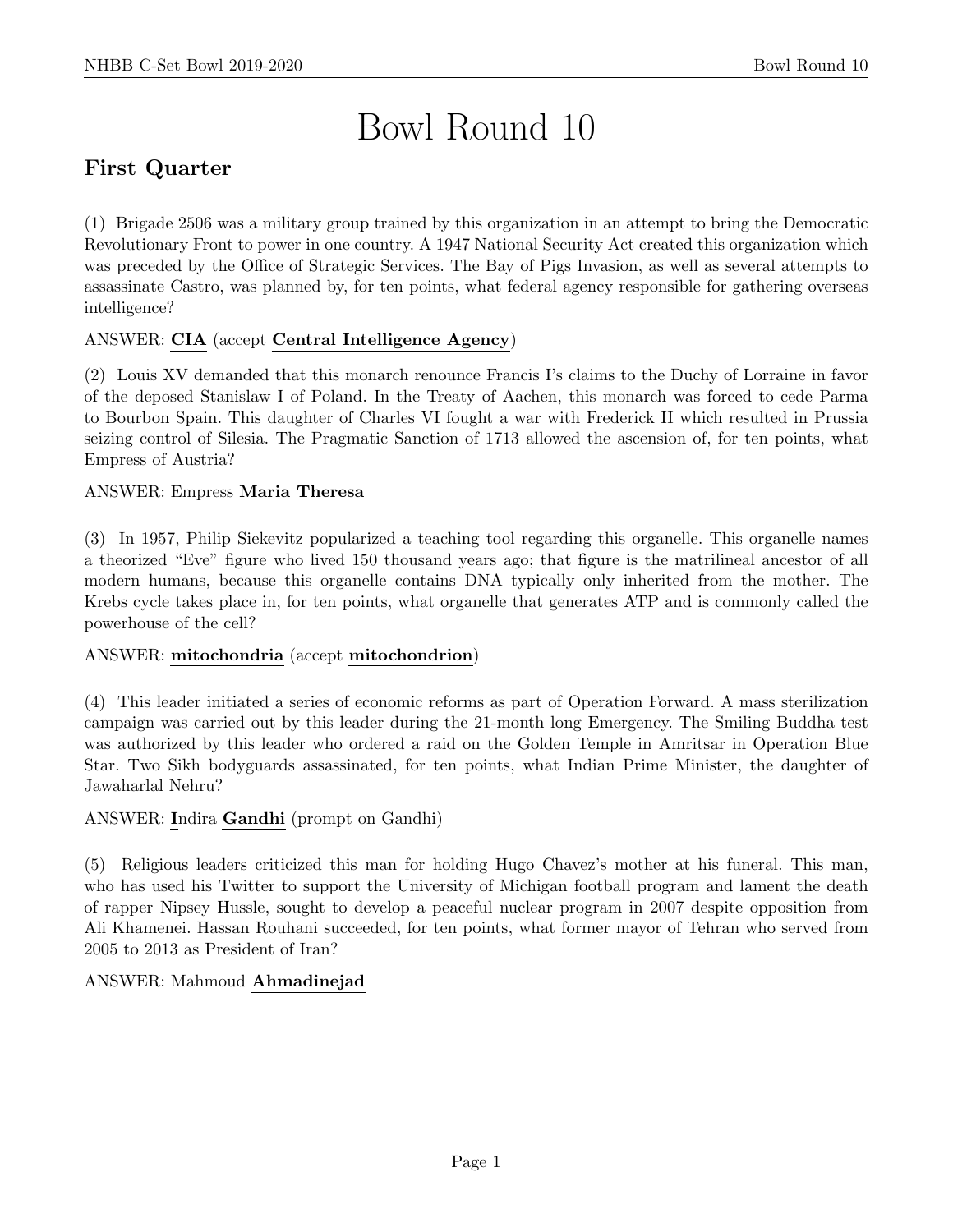# Bowl Round 10

## First Quarter

(1) Brigade 2506 was a military group trained by this organization in an attempt to bring the Democratic Revolutionary Front to power in one country. A 1947 National Security Act created this organization which was preceded by the Office of Strategic Services. The Bay of Pigs Invasion, as well as several attempts to assassinate Castro, was planned by, for ten points, what federal agency responsible for gathering overseas intelligence?

ANSWER: **CIA** (accept **Central Intelligence Agency**)

(2) Louis XV demanded that this monarch renounce Francis I's claims to the Duchy of Lorraine in favor of the deposed Stanislaw I of Poland. In the Treaty of Aachen, this monarch was forced to cede Parma to Bourbon Spain. This daughter of Charles VI fought a war with Frederick II which resulted in Prussia seizing control of Silesia. The Pragmatic Sanction of 1713 allowed the ascension of, for ten points, what Empress of Austria?

ANSWER: Empress **Maria Theresa**

(3) In 1957, Philip Siekevitz popularized a teaching tool regarding this organelle. This organelle names a theorized "Eve" figure who lived 150 thousand years ago; that figure is the matrilineal ancestor of all modern humans, because this organelle contains DNA typically only inherited from the mother. The Krebs cycle takes place in, for ten points, what organelle that generates ATP and is commonly called the powerhouse of the cell?

ANSWER: **mitochondria** (accept **mitochondrion**)

(4) This leader initiated a series of economic reforms as part of Operation Forward. A mass sterilization campaign was carried out by this leader during the 21-month long Emergency. The Smiling Buddha test was authorized by this leader who ordered a raid on the Golden Temple in Amritsar in Operation Blue Star. Two Sikh bodyguards assassinated, for ten points, what Indian Prime Minister, the daughter of Jawaharlal Nehru?

ANSWER: **I**ndira **Gandhi** (prompt on Gandhi)

(5) Religious leaders criticized this man for holding Hugo Chavez's mother at his funeral. This man, who has used his Twitter to support the University of Michigan football program and lament the death of rapper Nipsey Hussle, sought to develop a peaceful nuclear program in 2007 despite opposition from Ali Khamenei. Hassan Rouhani succeeded, for ten points, what former mayor of Tehran who served from 2005 to 2013 as President of Iran?

ANSWER: Mahmoud **Ahmadinejad**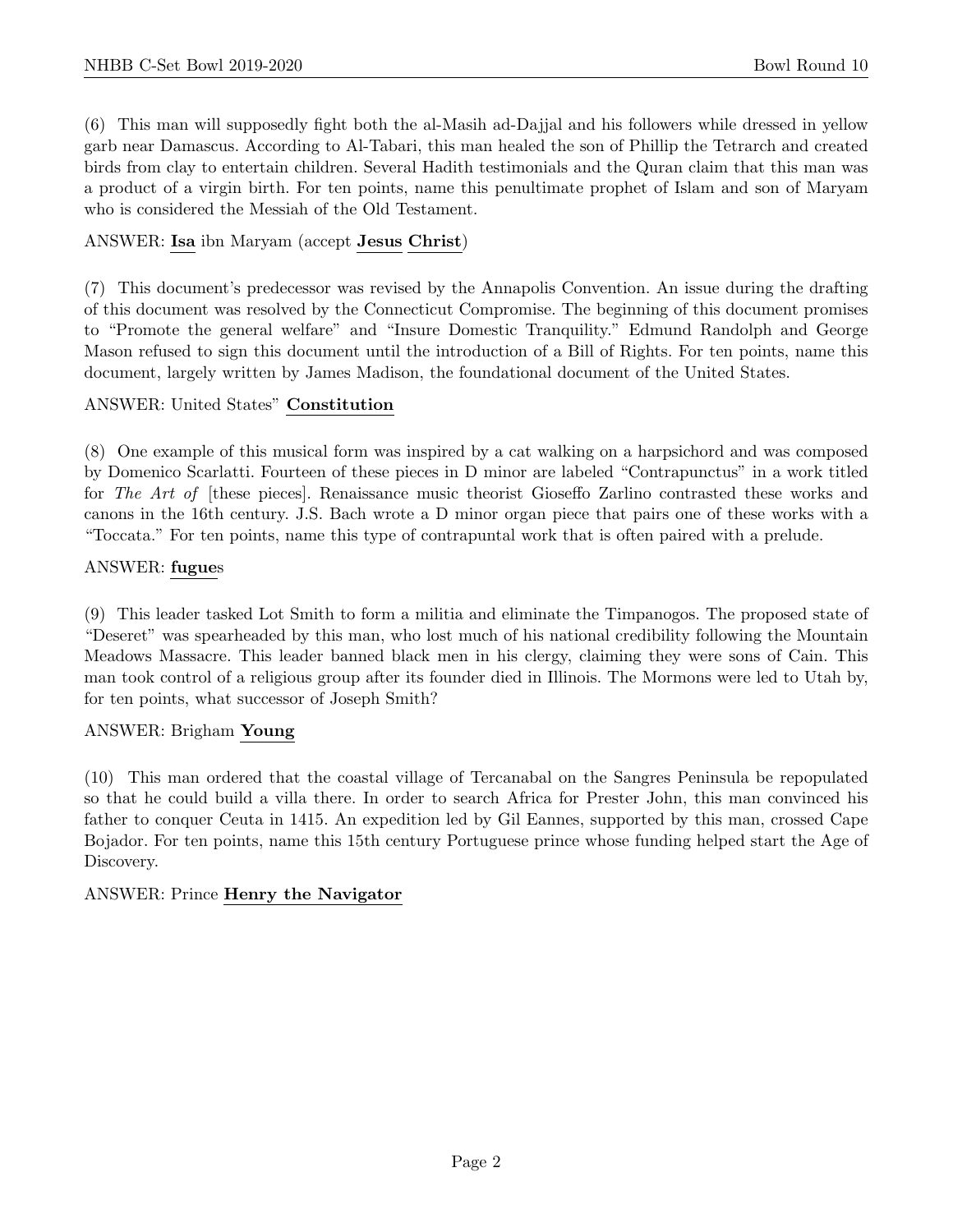(6) This man will supposedly fight both the al-Masih ad-Dajjal and his followers while dressed in yellow garb near Damascus. According to Al-Tabari, this man healed the son of Phillip the Tetrarch and created birds from clay to entertain children. Several Hadith testimonials and the Quran claim that this man was a product of a virgin birth. For ten points, name this penultimate prophet of Islam and son of Maryam who is considered the Messiah of the Old Testament.

ANSWER: **Isa** ibn Maryam (accept **Jesus** **Christ**)

(7) This document's predecessor was revised by the Annapolis Convention. An issue during the drafting of this document was resolved by the Connecticut Compromise. The beginning of this document promises to "Promote the general welfare" and "Insure Domestic Tranquility." Edmund Randolph and George Mason refused to sign this document until the introduction of a Bill of Rights. For ten points, name this document, largely written by James Madison, the foundational document of the United States.

ANSWER: United States" **Constitution**

(8) One example of this musical form was inspired by a cat walking on a harpsichord and was composed by Domenico Scarlatti. Fourteen of these pieces in D minor are labeled "Contrapunctus" in a work titled for *The Art of* [these pieces]. Renaissance music theorist Gioseffo Zarlino contrasted these works and canons in the 16th century. J.S. Bach wrote a D minor organ piece that pairs one of these works with a "Toccata." For ten points, name this type of contrapuntal work that is often paired with a prelude.

ANSWER: **fugue**s

(9) This leader tasked Lot Smith to form a militia and eliminate the Timpanogos. The proposed state of "Deseret" was spearheaded by this man, who lost much of his national credibility following the Mountain Meadows Massacre. This leader banned black men in his clergy, claiming they were sons of Cain. This man took control of a religious group after its founder died in Illinois. The Mormons were led to Utah by, for ten points, what successor of Joseph Smith?

ANSWER: Brigham **Young**

(10) This man ordered that the coastal village of Tercanabal on the Sangres Peninsula be repopulated so that he could build a villa there. In order to search Africa for Prester John, this man convinced his father to conquer Ceuta in 1415. An expedition led by Gil Eannes, supported by this man, crossed Cape Bojador. For ten points, name this 15th century Portuguese prince whose funding helped start the Age of Discovery.

ANSWER: Prince **Henry the Navigator**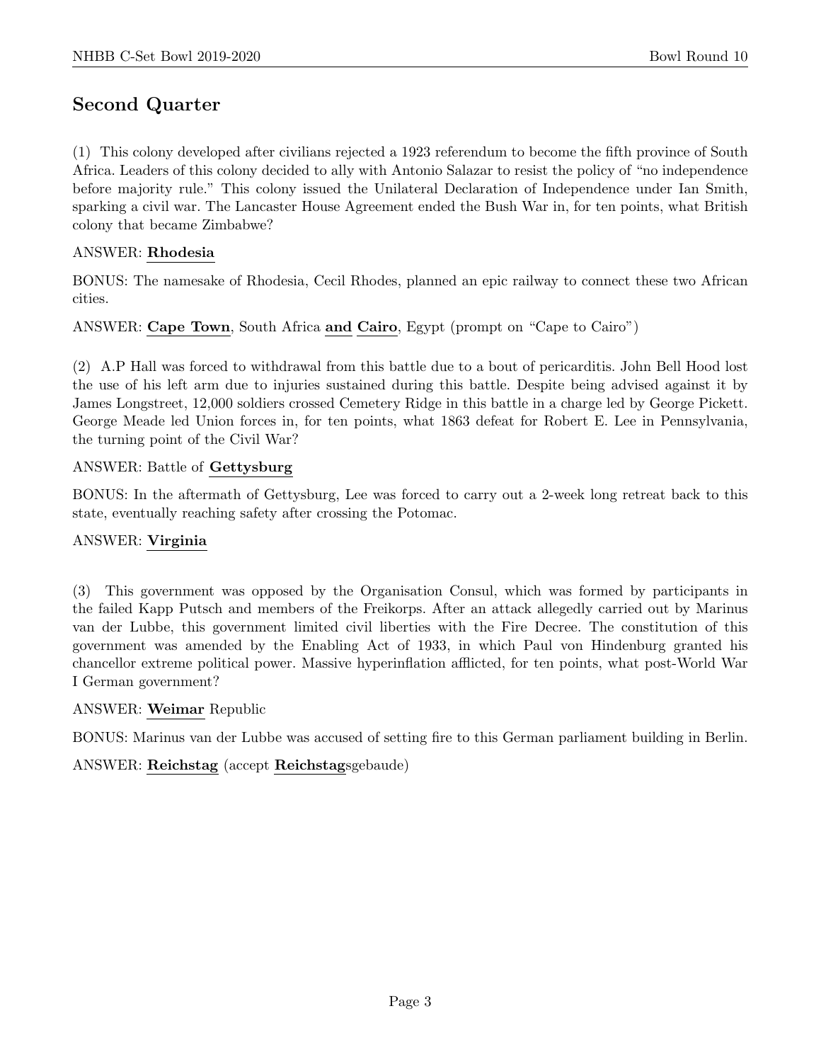## Second Quarter

(1) This colony developed after civilians rejected a 1923 referendum to become the fifth province of South Africa. Leaders of this colony decided to ally with Antonio Salazar to resist the policy of "no independence before majority rule." This colony issued the Unilateral Declaration of Independence under Ian Smith, sparking a civil war. The Lancaster House Agreement ended the Bush War in, for ten points, what British colony that became Zimbabwe?

ANSWER: **Rhodesia**

BONUS: The namesake of Rhodesia, Cecil Rhodes, planned an epic railway to connect these two African cities.

ANSWER: **Cape Town**, South Africa **and** **Cairo**, Egypt (prompt on "Cape to Cairo")

(2) A.P Hall was forced to withdrawal from this battle due to a bout of pericarditis. John Bell Hood lost the use of his left arm due to injuries sustained during this battle. Despite being advised against it by James Longstreet, 12,000 soldiers crossed Cemetery Ridge in this battle in a charge led by George Pickett. George Meade led Union forces in, for ten points, what 1863 defeat for Robert E. Lee in Pennsylvania, the turning point of the Civil War?

ANSWER: Battle of **Gettysburg**

BONUS: In the aftermath of Gettysburg, Lee was forced to carry out a 2-week long retreat back to this state, eventually reaching safety after crossing the Potomac.

ANSWER: **Virginia**

(3) This government was opposed by the Organisation Consul, which was formed by participants in the failed Kapp Putsch and members of the Freikorps. After an attack allegedly carried out by Marinus van der Lubbe, this government limited civil liberties with the Fire Decree. The constitution of this government was amended by the Enabling Act of 1933, in which Paul von Hindenburg granted his chancellor extreme political power. Massive hyperinflation afflicted, for ten points, what post-World War I German government?

ANSWER: **Weimar** Republic

BONUS: Marinus van der Lubbe was accused of setting fire to this German parliament building in Berlin.

ANSWER: **Reichstag** (accept **Reichstag**sgebaude)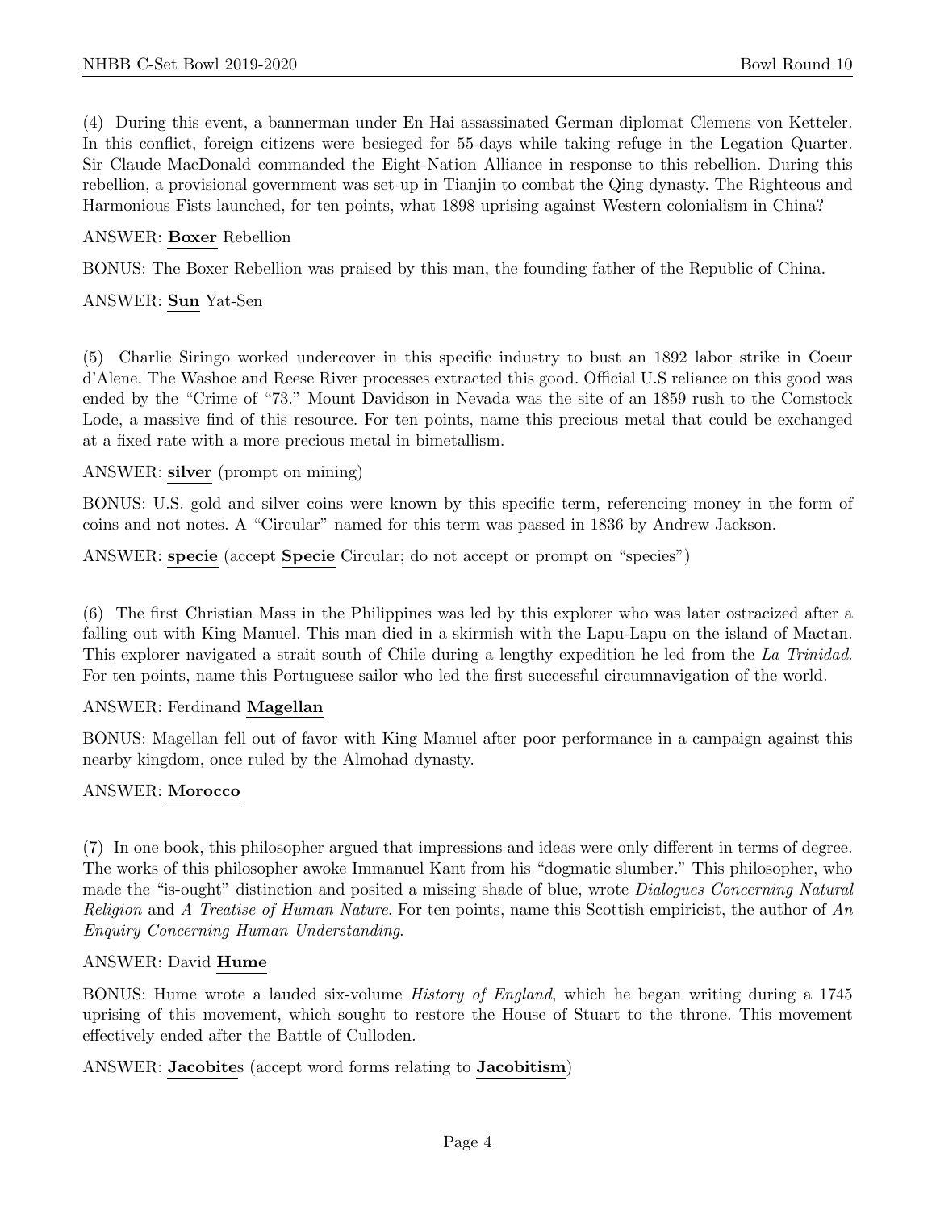(4) During this event, a bannerman under En Hai assassinated German diplomat Clemens von Ketteler. In this conflict, foreign citizens were besieged for 55-days while taking refuge in the Legation Quarter. Sir Claude MacDonald commanded the Eight-Nation Alliance in response to this rebellion. During this rebellion, a provisional government was set-up in Tianjin to combat the Qing dynasty. The Righteous and Harmonious Fists launched, for ten points, what 1898 uprising against Western colonialism in China?

ANSWER: **Boxer** Rebellion

BONUS: The Boxer Rebellion was praised by this man, the founding father of the Republic of China.

ANSWER: **Sun** Yat-Sen

(5) Charlie Siringo worked undercover in this specific industry to bust an 1892 labor strike in Coeur d'Alene. The Washoe and Reese River processes extracted this good. Official U.S reliance on this good was ended by the "Crime of "73." Mount Davidson in Nevada was the site of an 1859 rush to the Comstock Lode, a massive find of this resource. For ten points, name this precious metal that could be exchanged at a fixed rate with a more precious metal in bimetallism.

ANSWER: **silver** (prompt on mining)

BONUS: U.S. gold and silver coins were known by this specific term, referencing money in the form of coins and not notes. A "Circular" named for this term was passed in 1836 by Andrew Jackson.

ANSWER: **specie** (accept **Specie** Circular; do not accept or prompt on "species")

(6) The first Christian Mass in the Philippines was led by this explorer who was later ostracized after a falling out with King Manuel. This man died in a skirmish with the Lapu-Lapu on the island of Mactan. This explorer navigated a strait south of Chile during a lengthy expedition he led from the *La Trinidad*. For ten points, name this Portuguese sailor who led the first successful circumnavigation of the world.

ANSWER: Ferdinand **Magellan**

BONUS: Magellan fell out of favor with King Manuel after poor performance in a campaign against this nearby kingdom, once ruled by the Almohad dynasty.

ANSWER: **Morocco**

(7) In one book, this philosopher argued that impressions and ideas were only different in terms of degree. The works of this philosopher awoke Immanuel Kant from his "dogmatic slumber." This philosopher, who made the "is-ought" distinction and posited a missing shade of blue, wrote *Dialogues Concerning Natural Religion* and *A Treatise of Human Nature*. For ten points, name this Scottish empiricist, the author of *An Enquiry Concerning Human Understanding*.

ANSWER: David **Hume**

BONUS: Hume wrote a lauded six-volume *History of England*, which he began writing during a 1745 uprising of this movement, which sought to restore the House of Stuart to the throne. This movement effectively ended after the Battle of Culloden.

ANSWER: **Jacobite**s (accept word forms relating to **Jacobitism**)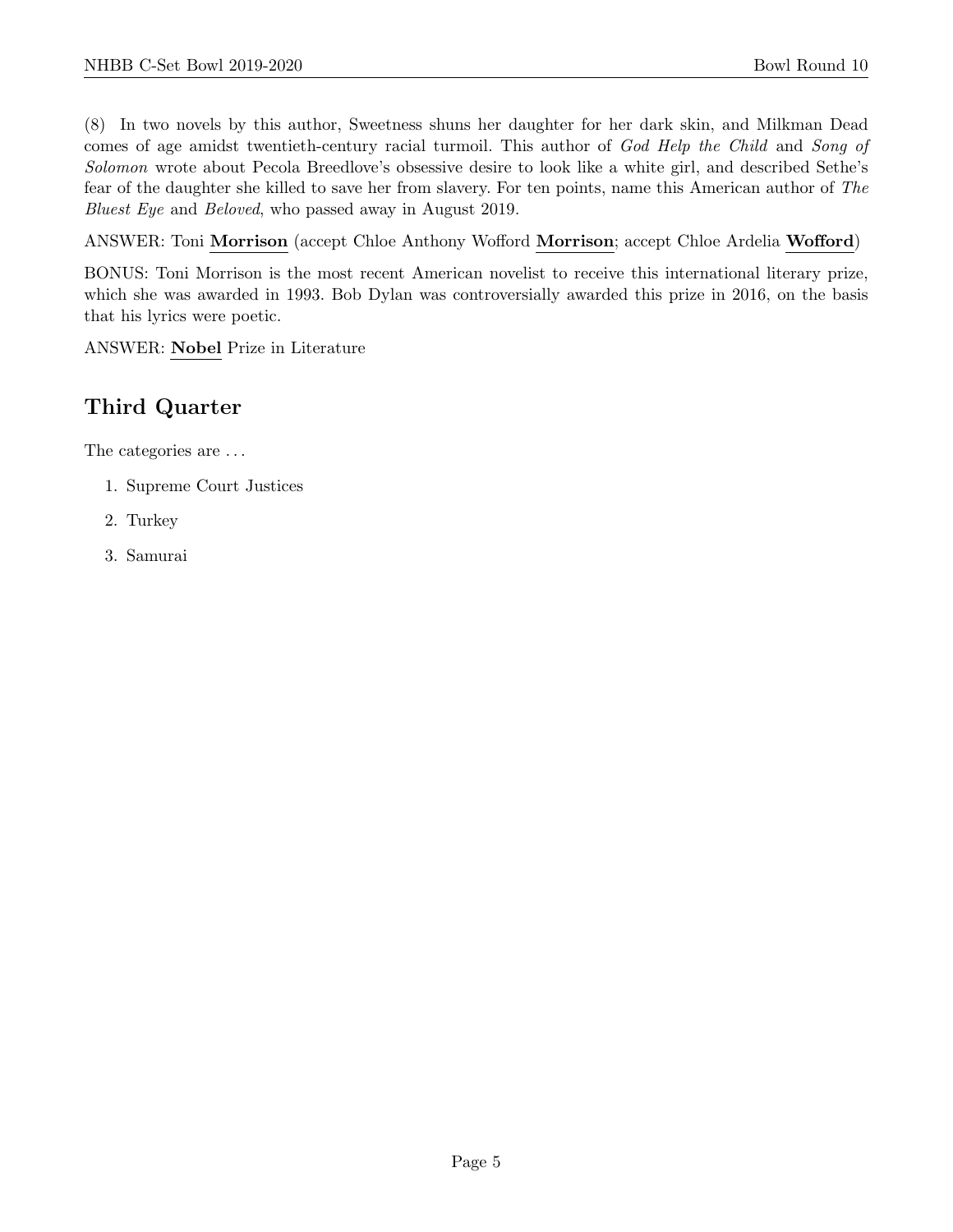(8) In two novels by this author, Sweetness shuns her daughter for her dark skin, and Milkman Dead comes of age amidst twentieth-century racial turmoil. This author of *God Help the Child* and *Song of Solomon* wrote about Pecola Breedlove's obsessive desire to look like a white girl, and described Sethe's fear of the daughter she killed to save her from slavery. For ten points, name this American author of *The Bluest Eye* and *Beloved*, who passed away in August 2019.

ANSWER: Toni **Morrison** (accept Chloe Anthony Wofford **Morrison**; accept Chloe Ardelia **Wofford**)

BONUS: Toni Morrison is the most recent American novelist to receive this international literary prize, which she was awarded in 1993. Bob Dylan was controversially awarded this prize in 2016, on the basis that his lyrics were poetic.

ANSWER: **Nobel** Prize in Literature

## Third Quarter

The categories are . . .

1. Supreme Court Justices
2. Turkey
3. Samurai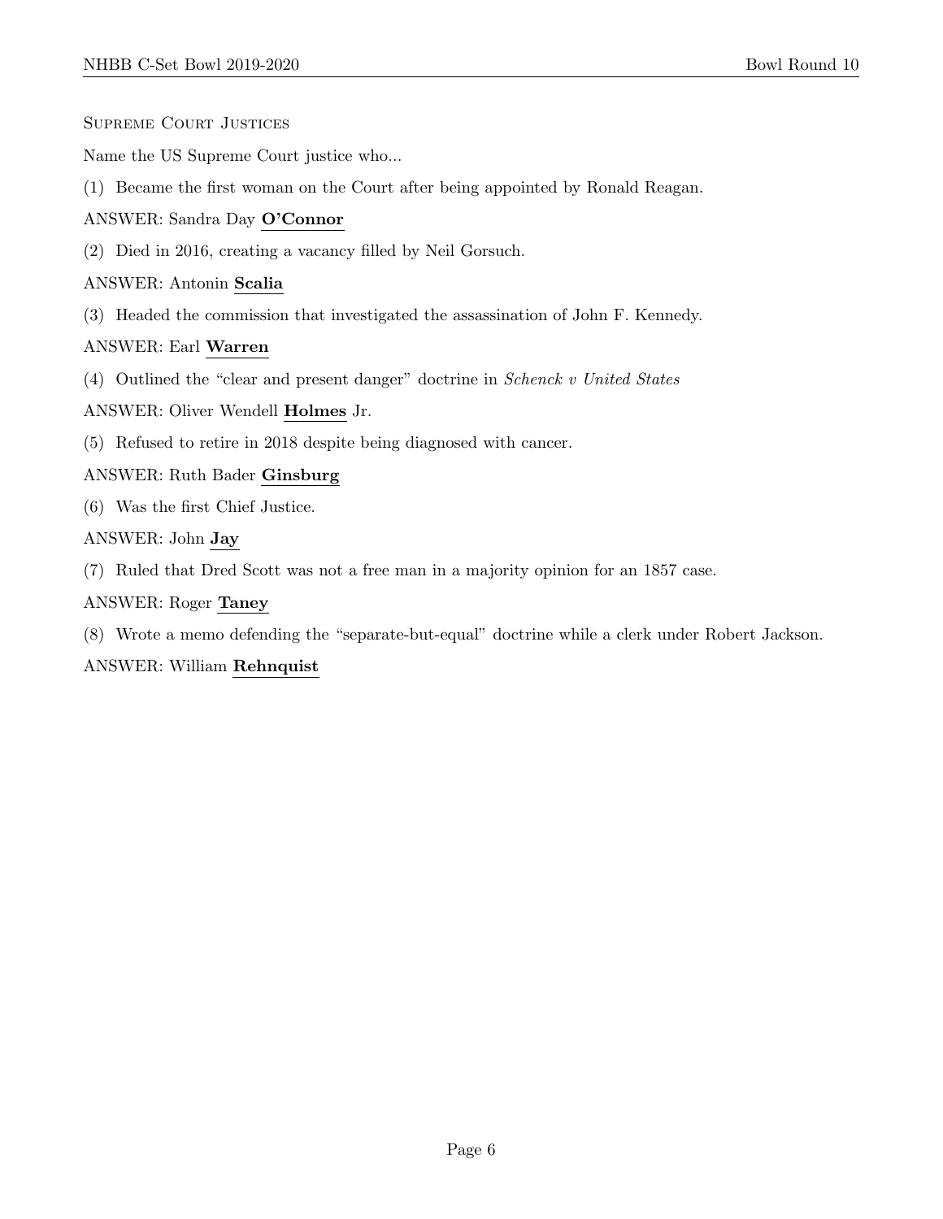## Supreme Court Justices

Name the US Supreme Court justice who...

(1) Became the first woman on the Court after being appointed by Ronald Reagan.

ANSWER: Sandra Day **O'Connor**

(2) Died in 2016, creating a vacancy filled by Neil Gorsuch.

ANSWER: Antonin **Scalia**

(3) Headed the commission that investigated the assassination of John F. Kennedy.

ANSWER: Earl **Warren**

(4) Outlined the "clear and present danger" doctrine in *Schenck v United States*

ANSWER: Oliver Wendell **Holmes** Jr.

(5) Refused to retire in 2018 despite being diagnosed with cancer.

ANSWER: Ruth Bader **Ginsburg**

(6) Was the first Chief Justice.

ANSWER: John **Jay**

(7) Ruled that Dred Scott was not a free man in a majority opinion for an 1857 case.

ANSWER: Roger **Taney**

(8) Wrote a memo defending the "separate-but-equal" doctrine while a clerk under Robert Jackson.

ANSWER: William **Rehnquist**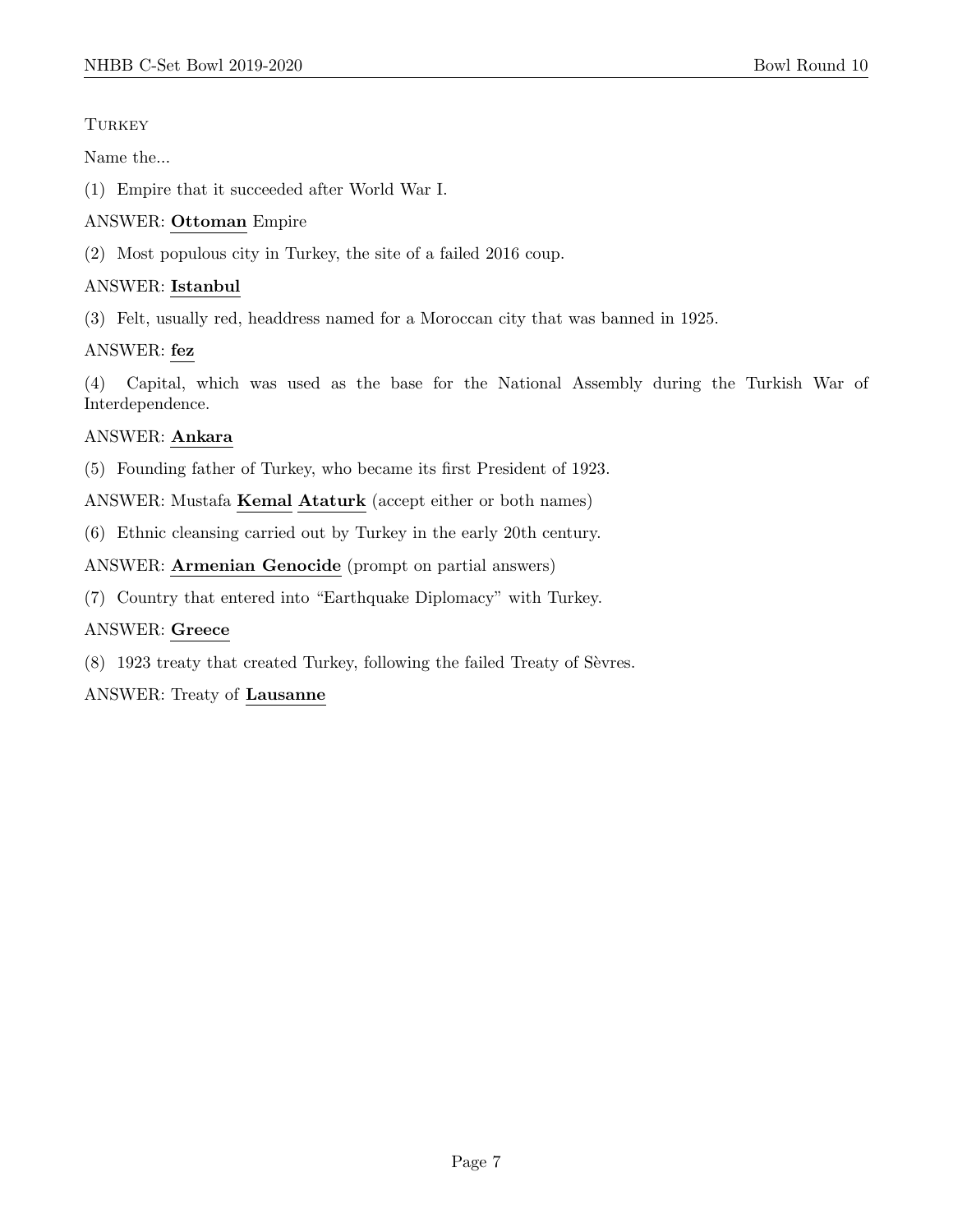Turkey

Name the...

(1) Empire that it succeeded after World War I.

ANSWER: **Ottoman** Empire

(2) Most populous city in Turkey, the site of a failed 2016 coup.

ANSWER: **Istanbul**

(3) Felt, usually red, headdress named for a Moroccan city that was banned in 1925.

ANSWER: **fez**

(4) Capital, which was used as the base for the National Assembly during the Turkish War of Interdependence.

ANSWER: **Ankara**

(5) Founding father of Turkey, who became its first President of 1923.

ANSWER: Mustafa **Kemal** **Ataturk** (accept either or both names)

(6) Ethnic cleansing carried out by Turkey in the early 20th century.

ANSWER: **Armenian Genocide** (prompt on partial answers)

(7) Country that entered into "Earthquake Diplomacy" with Turkey.

ANSWER: **Greece**

(8) 1923 treaty that created Turkey, following the failed Treaty of Sèvres.

ANSWER: Treaty of **Lausanne**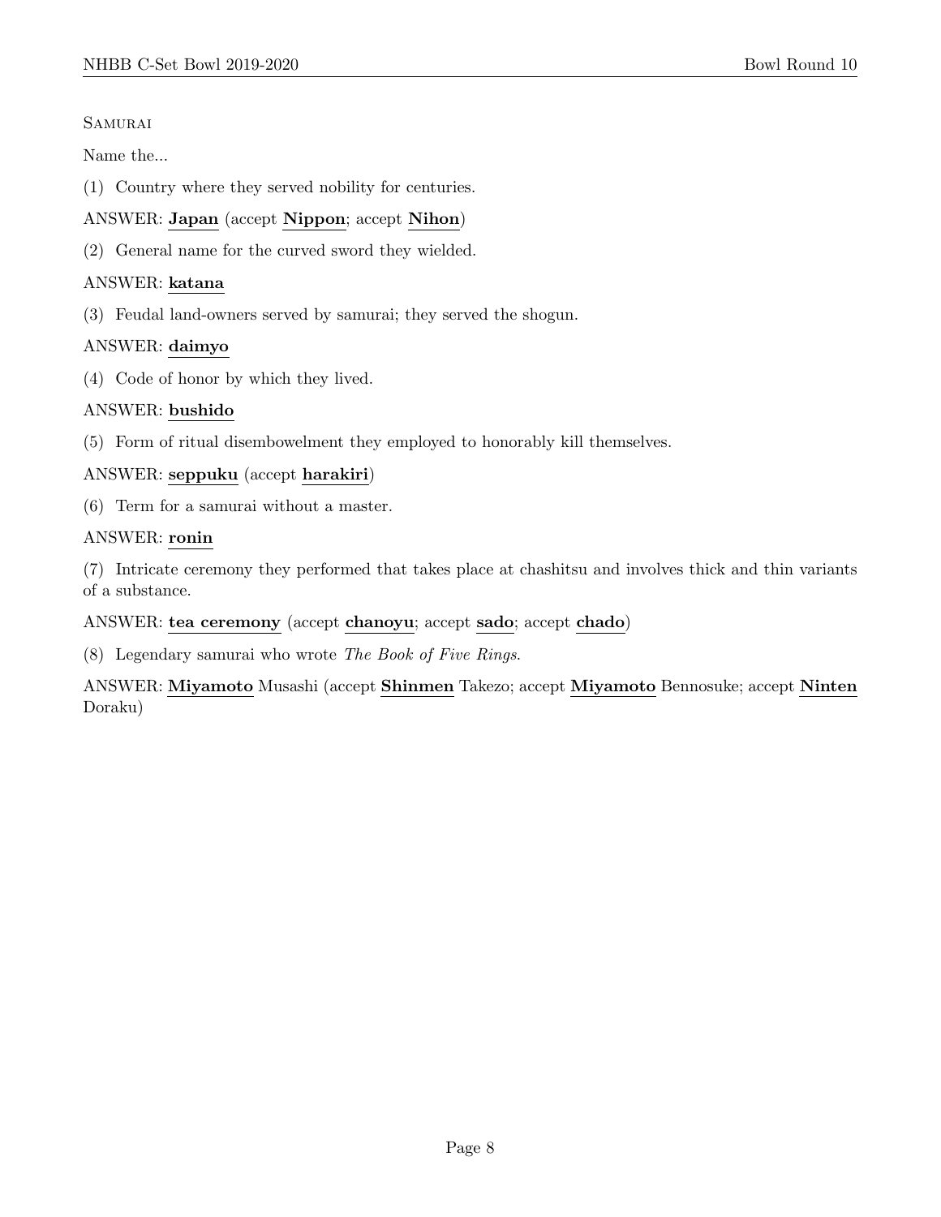Samurai

Name the...

(1) Country where they served nobility for centuries.

ANSWER: **Japan** (accept **Nippon**; accept **Nihon**)

(2) General name for the curved sword they wielded.

ANSWER: **katana**

(3) Feudal land-owners served by samurai; they served the shogun.

ANSWER: **daimyo**

(4) Code of honor by which they lived.

ANSWER: **bushido**

(5) Form of ritual disembowelment they employed to honorably kill themselves.

ANSWER: **seppuku** (accept **harakiri**)

(6) Term for a samurai without a master.

ANSWER: **ronin**

(7) Intricate ceremony they performed that takes place at chashitsu and involves thick and thin variants of a substance.

ANSWER: **tea ceremony** (accept **chanoyu**; accept **sado**; accept **chado**)

(8) Legendary samurai who wrote *The Book of Five Rings*.

ANSWER: **Miyamoto** Musashi (accept **Shinmen** Takezo; accept **Miyamoto** Bennosuke; accept **Ninten** Doraku)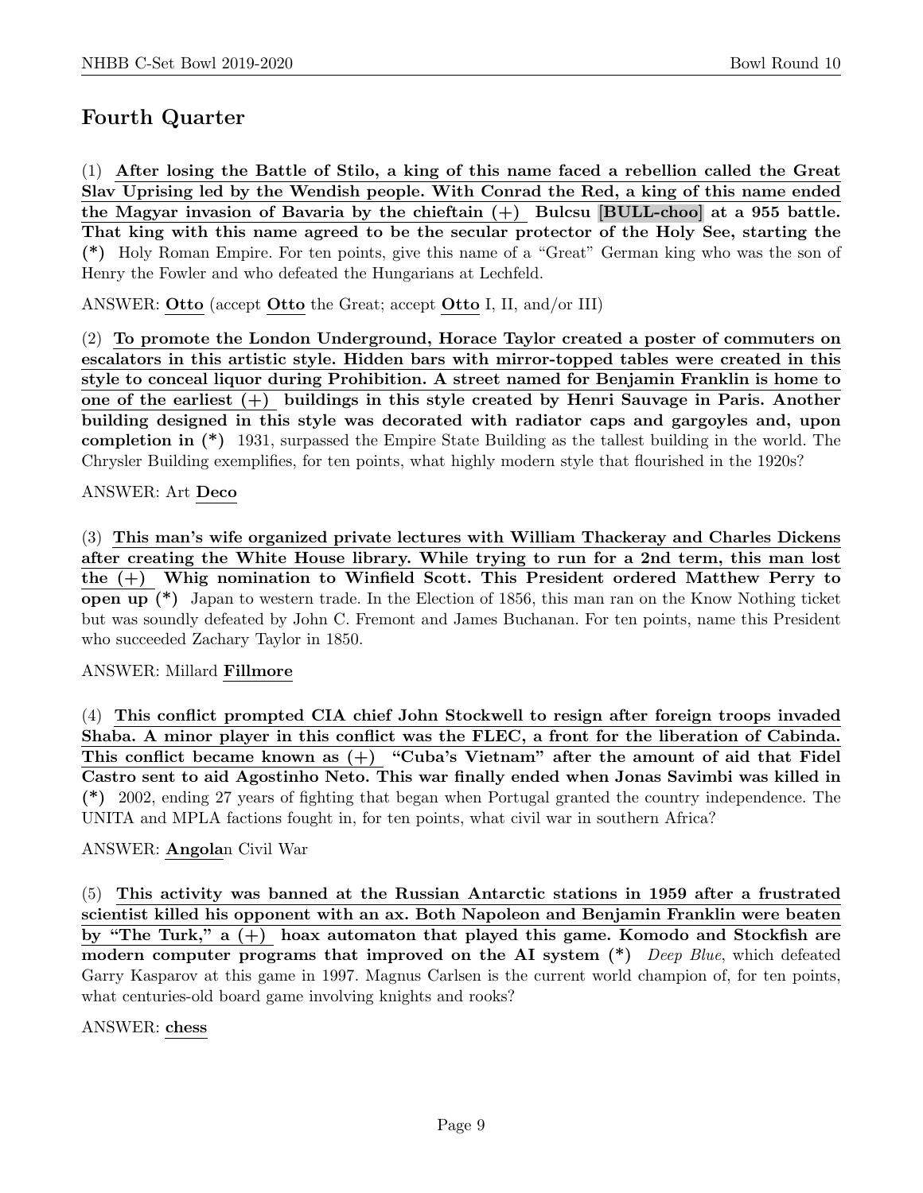# Fourth Quarter

(1) **After losing the Battle of Stilo, a king of this name faced a rebellion called the Great Slav Uprising led by the Wendish people. With Conrad the Red, a king of this name ended the Magyar invasion of Bavaria by the chieftain (+) Bulcsu [BULL-choo] at a 955 battle. That king with this name agreed to be the secular protector of the Holy See, starting the (*)** Holy Roman Empire. For ten points, give this name of a "Great" German king who was the son of Henry the Fowler and who defeated the Hungarians at Lechfeld.

ANSWER: **Otto** (accept **Otto** the Great; accept **Otto** I, II, and/or III)

(2) **To promote the London Underground, Horace Taylor created a poster of commuters on escalators in this artistic style. Hidden bars with mirror-topped tables were created in this style to conceal liquor during Prohibition. A street named for Benjamin Franklin is home to one of the earliest (+) buildings in this style created by Henri Sauvage in Paris. Another building designed in this style was decorated with radiator caps and gargoyles and, upon completion in (*)** 1931, surpassed the Empire State Building as the tallest building in the world. The Chrysler Building exemplifies, for ten points, what highly modern style that flourished in the 1920s?

ANSWER: Art **Deco**

(3) **This man's wife organized private lectures with William Thackeray and Charles Dickens after creating the White House library. While trying to run for a 2nd term, this man lost the (+) Whig nomination to Winfield Scott. This President ordered Matthew Perry to open up (*)** Japan to western trade. In the Election of 1856, this man ran on the Know Nothing ticket but was soundly defeated by John C. Fremont and James Buchanan. For ten points, name this President who succeeded Zachary Taylor in 1850.

ANSWER: Millard **Fillmore**

(4) **This conflict prompted CIA chief John Stockwell to resign after foreign troops invaded Shaba. A minor player in this conflict was the FLEC, a front for the liberation of Cabinda. This conflict became known as (+) "Cuba's Vietnam" after the amount of aid that Fidel Castro sent to aid Agostinho Neto. This war finally ended when Jonas Savimbi was killed in (*)** 2002, ending 27 years of fighting that began when Portugal granted the country independence. The UNITA and MPLA factions fought in, for ten points, what civil war in southern Africa?

ANSWER: **Angola**n Civil War

(5) **This activity was banned at the Russian Antarctic stations in 1959 after a frustrated scientist killed his opponent with an ax. Both Napoleon and Benjamin Franklin were beaten by "The Turk," a (+) hoax automaton that played this game. Komodo and Stockfish are modern computer programs that improved on the AI system (*)** *Deep Blue*, which defeated Garry Kasparov at this game in 1997. Magnus Carlsen is the current world champion of, for ten points, what centuries-old board game involving knights and rooks?

ANSWER: **chess**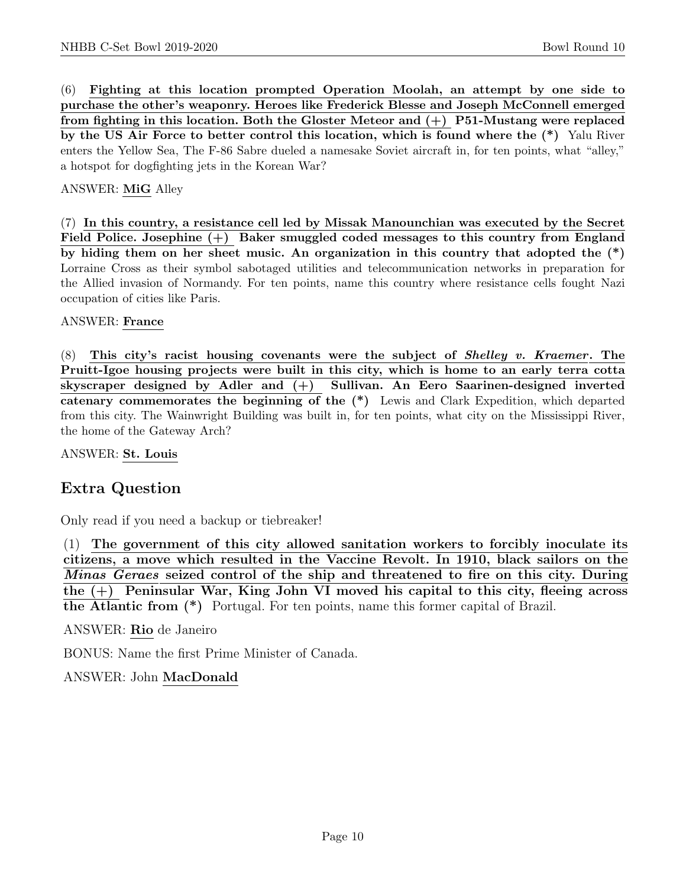(6) **Fighting at this location prompted Operation Moolah, an attempt by one side to purchase the other's weaponry. Heroes like Frederick Blesse and Joseph McConnell emerged from fighting in this location. Both the Gloster Meteor and (+) P51-Mustang were replaced by the US Air Force to better control this location, which is found where the (*)** Yalu River enters the Yellow Sea, The F-86 Sabre dueled a namesake Soviet aircraft in, for ten points, what "alley," a hotspot for dogfighting jets in the Korean War?

ANSWER: **MiG** Alley

(7) **In this country, a resistance cell led by Missak Manounchian was executed by the Secret Field Police. Josephine (+) Baker smuggled coded messages to this country from England by hiding them on her sheet music. An organization in this country that adopted the (*)** Lorraine Cross as their symbol sabotaged utilities and telecommunication networks in preparation for the Allied invasion of Normandy. For ten points, name this country where resistance cells fought Nazi occupation of cities like Paris.

ANSWER: **France**

(8) **This city's racist housing covenants were the subject of *Shelley v. Kraemer*. The Pruitt-Igoe housing projects were built in this city, which is home to an early terra cotta skyscraper designed by Adler and (+) Sullivan. An Eero Saarinen-designed inverted catenary commemorates the beginning of the (*)** Lewis and Clark Expedition, which departed from this city. The Wainwright Building was built in, for ten points, what city on the Mississippi River, the home of the Gateway Arch?

ANSWER: **St. Louis**

## Extra Question

Only read if you need a backup or tiebreaker!

(1) **The government of this city allowed sanitation workers to forcibly inoculate its citizens, a move which resulted in the Vaccine Revolt. In 1910, black sailors on the *Minas Geraes* seized control of the ship and threatened to fire on this city. During the (+) Peninsular War, King John VI moved his capital to this city, fleeing across the Atlantic from (*)** Portugal. For ten points, name this former capital of Brazil.

ANSWER: **Rio** de Janeiro

BONUS: Name the first Prime Minister of Canada.

ANSWER: John **MacDonald**